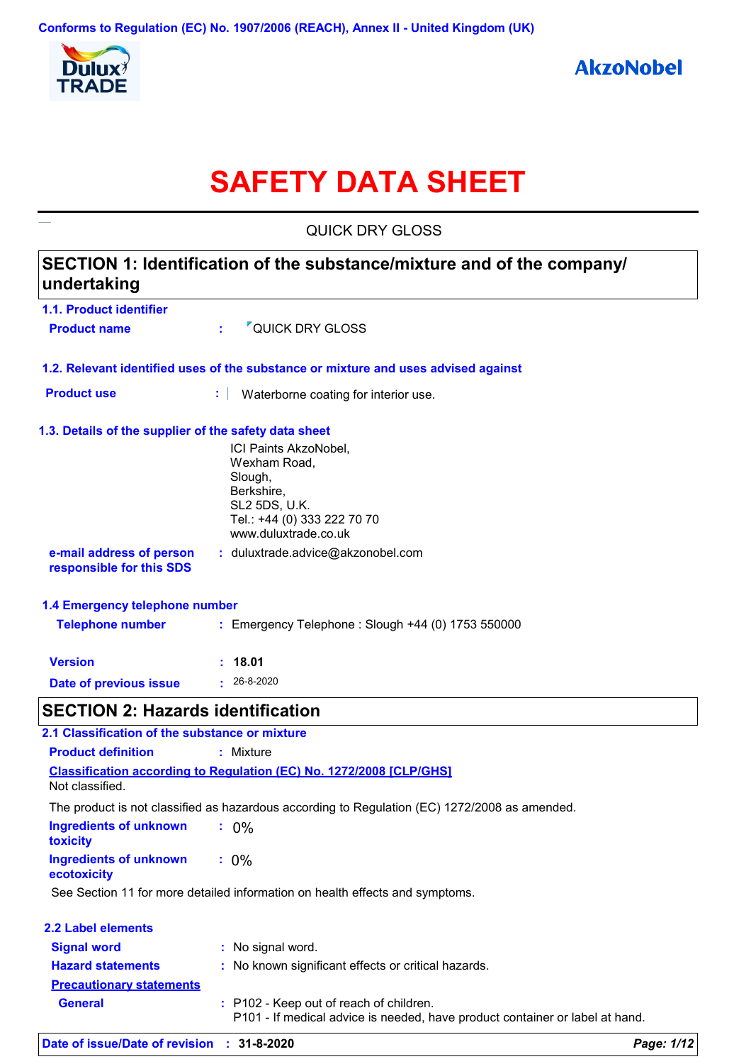Conforms to Regulation (EC) No. 1907/2006 (REACH), Annex II - United Kingdom (UK)

Dulux TRADE

AkzoNobel

# SAFETY DATA SHEET

QUICK DRY GLOSS

## SECTION 1: Identification of the substance/mixture and of the company/ undertaking

### 1.1. Product identifier

**Product name** : QUICK DRY GLOSS

### 1.2. Relevant identified uses of the substance or mixture and uses advised against

**Product use** : Waterborne coating for interior use.

### 1.3. Details of the supplier of the safety data sheet

ICI Paints AkzoNobel,
Wexham Road,
Slough,
Berkshire,
SL2 5DS, U.K.
Tel.: +44 (0) 333 222 70 70
www.duluxtrade.co.uk

**e-mail address of person responsible for this SDS** : duluxtrade.advice@akzonobel.com

### 1.4 Emergency telephone number

**Telephone number** : Emergency Telephone : Slough +44 (0) 1753 550000

**Version** : **18.01**

**Date of previous issue** : 26-8-2020

## SECTION 2: Hazards identification

### 2.1 Classification of the substance or mixture

**Product definition** : Mixture

**Classification according to Regulation (EC) No. 1272/2008 [CLP/GHS]**

Not classified.

The product is not classified as hazardous according to Regulation (EC) 1272/2008 as amended.

**Ingredients of unknown toxicity** : 0%

**Ingredients of unknown ecotoxicity** : 0%

See Section 11 for more detailed information on health effects and symptoms.

### 2.2 Label elements

**Signal word** : No signal word.

**Hazard statements** : No known significant effects or critical hazards.

**Precautionary statements**

**General** : P102 - Keep out of reach of children.
P101 - If medical advice is needed, have product container or label at hand.

**Date of issue/Date of revision** : **31-8-2020**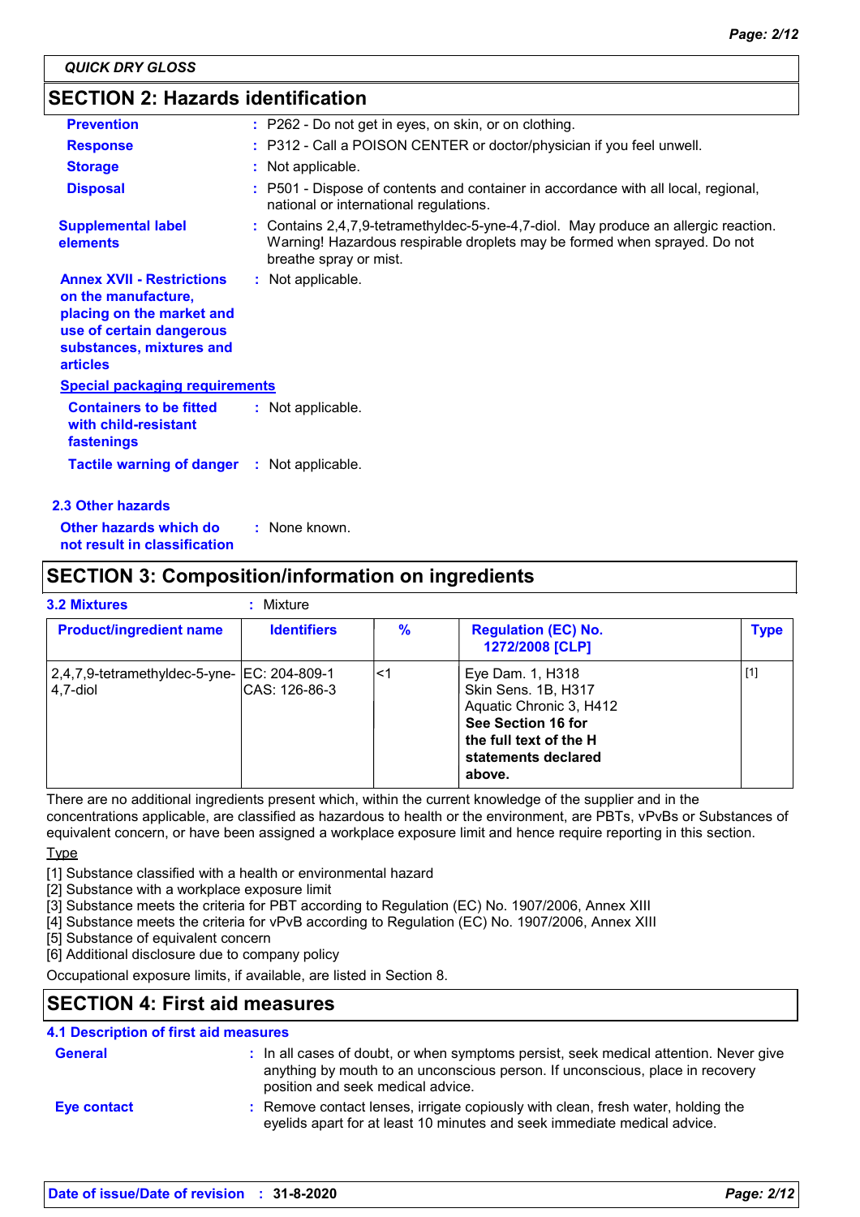## SECTION 2: Hazards identification

**Prevention** : P262 - Do not get in eyes, on skin, or on clothing.

**Response** : P312 - Call a POISON CENTER or doctor/physician if you feel unwell.

**Storage** : Not applicable.

**Disposal** : P501 - Dispose of contents and container in accordance with all local, regional, national or international regulations.

**Supplemental label elements** : Contains 2,4,7,9-tetramethyldec-5-yne-4,7-diol. May produce an allergic reaction. Warning! Hazardous respirable droplets may be formed when sprayed. Do not breathe spray or mist.

**Annex XVII - Restrictions on the manufacture, placing on the market and use of certain dangerous substances, mixtures and articles** : Not applicable.

**Special packaging requirements**

**Containers to be fitted with child-resistant fastenings** : Not applicable.

**Tactile warning of danger** : Not applicable.

### 2.3 Other hazards

**Other hazards which do not result in classification** : None known.

## SECTION 3: Composition/information on ingredients

**3.2 Mixtures** : Mixture

| Product/ingredient name | Identifiers | % | Regulation (EC) No. 1272/2008 [CLP] | Type |
|---|---|---|---|---|
| 2,4,7,9-tetramethyldec-5-yne-4,7-diol | EC: 204-809-1<br>CAS: 126-86-3 | <1 | Eye Dam. 1, H318<br>Skin Sens. 1B, H317<br>Aquatic Chronic 3, H412<br>**See Section 16 for the full text of the H statements declared above.** | [1] |

There are no additional ingredients present which, within the current knowledge of the supplier and in the concentrations applicable, are classified as hazardous to health or the environment, are PBTs, vPvBs or Substances of equivalent concern, or have been assigned a workplace exposure limit and hence require reporting in this section.

Type

[1] Substance classified with a health or environmental hazard
[2] Substance with a workplace exposure limit
[3] Substance meets the criteria for PBT according to Regulation (EC) No. 1907/2006, Annex XIII
[4] Substance meets the criteria for vPvB according to Regulation (EC) No. 1907/2006, Annex XIII
[5] Substance of equivalent concern
[6] Additional disclosure due to company policy

Occupational exposure limits, if available, are listed in Section 8.

## SECTION 4: First aid measures

### 4.1 Description of first aid measures

**General** : In all cases of doubt, or when symptoms persist, seek medical attention. Never give anything by mouth to an unconscious person. If unconscious, place in recovery position and seek medical advice.

**Eye contact** : Remove contact lenses, irrigate copiously with clean, fresh water, holding the eyelids apart for at least 10 minutes and seek immediate medical advice.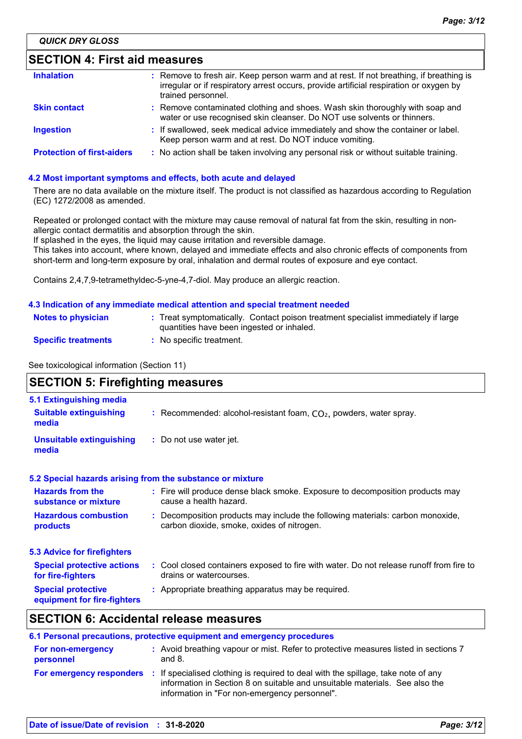QUICK DRY GLOSS

## SECTION 4: First aid measures

| | |
|---|---|
| **Inhalation** | Remove to fresh air. Keep person warm and at rest. If not breathing, if breathing is irregular or if respiratory arrest occurs, provide artificial respiration or oxygen by trained personnel. |
| **Skin contact** | Remove contaminated clothing and shoes. Wash skin thoroughly with soap and water or use recognised skin cleanser. Do NOT use solvents or thinners. |
| **Ingestion** | If swallowed, seek medical advice immediately and show the container or label. Keep person warm and at rest. Do NOT induce vomiting. |
| **Protection of first-aiders** | No action shall be taken involving any personal risk or without suitable training. |

### 4.2 Most important symptoms and effects, both acute and delayed

There are no data available on the mixture itself. The product is not classified as hazardous according to Regulation (EC) 1272/2008 as amended.

Repeated or prolonged contact with the mixture may cause removal of natural fat from the skin, resulting in non-allergic contact dermatitis and absorption through the skin.
If splashed in the eyes, the liquid may cause irritation and reversible damage.
This takes into account, where known, delayed and immediate effects and also chronic effects of components from short-term and long-term exposure by oral, inhalation and dermal routes of exposure and eye contact.

Contains 2,4,7,9-tetramethyldec-5-yne-4,7-diol. May produce an allergic reaction.

### 4.3 Indication of any immediate medical attention and special treatment needed

| | |
|---|---|
| **Notes to physician** | Treat symptomatically. Contact poison treatment specialist immediately if large quantities have been ingested or inhaled. |
| **Specific treatments** | No specific treatment. |

See toxicological information (Section 11)

## SECTION 5: Firefighting measures

### 5.1 Extinguishing media

| | |
|---|---|
| **Suitable extinguishing media** | Recommended: alcohol-resistant foam, $CO_2$, powders, water spray. |
| **Unsuitable extinguishing media** | Do not use water jet. |

### 5.2 Special hazards arising from the substance or mixture

| | |
|---|---|
| **Hazards from the substance or mixture** | Fire will produce dense black smoke. Exposure to decomposition products may cause a health hazard. |
| **Hazardous combustion products** | Decomposition products may include the following materials: carbon monoxide, carbon dioxide, smoke, oxides of nitrogen. |

### 5.3 Advice for firefighters

| | |
|---|---|
| **Special protective actions for fire-fighters** | Cool closed containers exposed to fire with water. Do not release runoff from fire to drains or watercourses. |
| **Special protective equipment for fire-fighters** | Appropriate breathing apparatus may be required. |

## SECTION 6: Accidental release measures

### 6.1 Personal precautions, protective equipment and emergency procedures

| | |
|---|---|
| **For non-emergency personnel** | Avoid breathing vapour or mist. Refer to protective measures listed in sections 7 and 8. |
| **For emergency responders** | If specialised clothing is required to deal with the spillage, take note of any information in Section 8 on suitable and unsuitable materials. See also the information in "For non-emergency personnel". |

Date of issue/Date of revision : 31-8-2020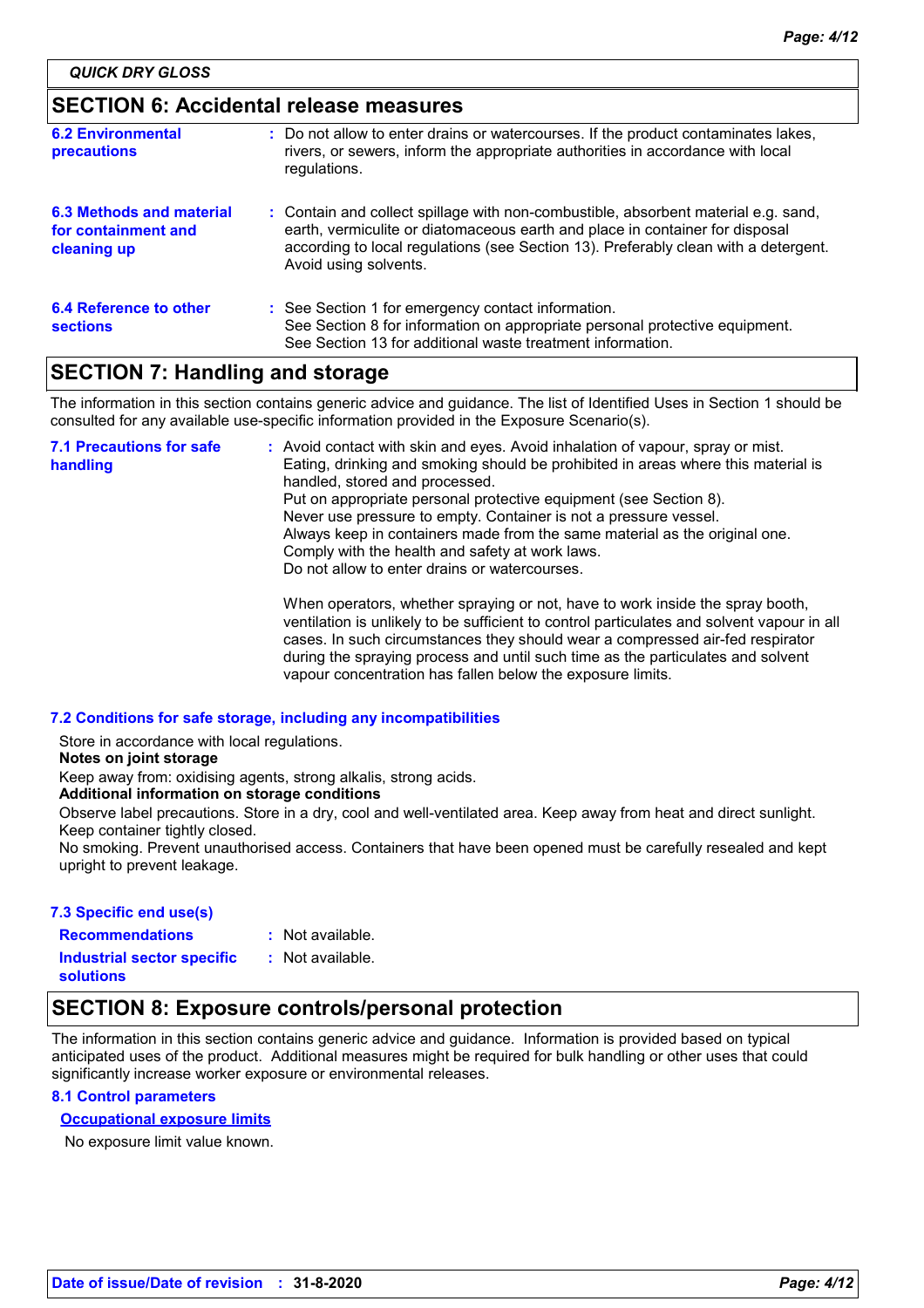QUICK DRY GLOSS

## SECTION 6: Accidental release measures

**6.2 Environmental precautions** : Do not allow to enter drains or watercourses. If the product contaminates lakes, rivers, or sewers, inform the appropriate authorities in accordance with local regulations.

**6.3 Methods and material for containment and cleaning up** : Contain and collect spillage with non-combustible, absorbent material e.g. sand, earth, vermiculite or diatomaceous earth and place in container for disposal according to local regulations (see Section 13). Preferably clean with a detergent. Avoid using solvents.

**6.4 Reference to other sections** : See Section 1 for emergency contact information.
See Section 8 for information on appropriate personal protective equipment.
See Section 13 for additional waste treatment information.

## SECTION 7: Handling and storage

The information in this section contains generic advice and guidance. The list of Identified Uses in Section 1 should be consulted for any available use-specific information provided in the Exposure Scenario(s).

**7.1 Precautions for safe handling** : Avoid contact with skin and eyes. Avoid inhalation of vapour, spray or mist.
Eating, drinking and smoking should be prohibited in areas where this material is handled, stored and processed.
Put on appropriate personal protective equipment (see Section 8).
Never use pressure to empty. Container is not a pressure vessel.
Always keep in containers made from the same material as the original one.
Comply with the health and safety at work laws.
Do not allow to enter drains or watercourses.

When operators, whether spraying or not, have to work inside the spray booth, ventilation is unlikely to be sufficient to control particulates and solvent vapour in all cases. In such circumstances they should wear a compressed air-fed respirator during the spraying process and until such time as the particulates and solvent vapour concentration has fallen below the exposure limits.

**7.2 Conditions for safe storage, including any incompatibilities**

Store in accordance with local regulations.

**Notes on joint storage**

Keep away from: oxidising agents, strong alkalis, strong acids.

**Additional information on storage conditions**

Observe label precautions. Store in a dry, cool and well-ventilated area. Keep away from heat and direct sunlight. Keep container tightly closed.
No smoking. Prevent unauthorised access. Containers that have been opened must be carefully resealed and kept upright to prevent leakage.

**7.3 Specific end use(s)**

**Recommendations** : Not available.

**Industrial sector specific solutions** : Not available.

## SECTION 8: Exposure controls/personal protection

The information in this section contains generic advice and guidance. Information is provided based on typical anticipated uses of the product. Additional measures might be required for bulk handling or other uses that could significantly increase worker exposure or environmental releases.

**8.1 Control parameters**

**Occupational exposure limits**

No exposure limit value known.

Date of issue/Date of revision : 31-8-2020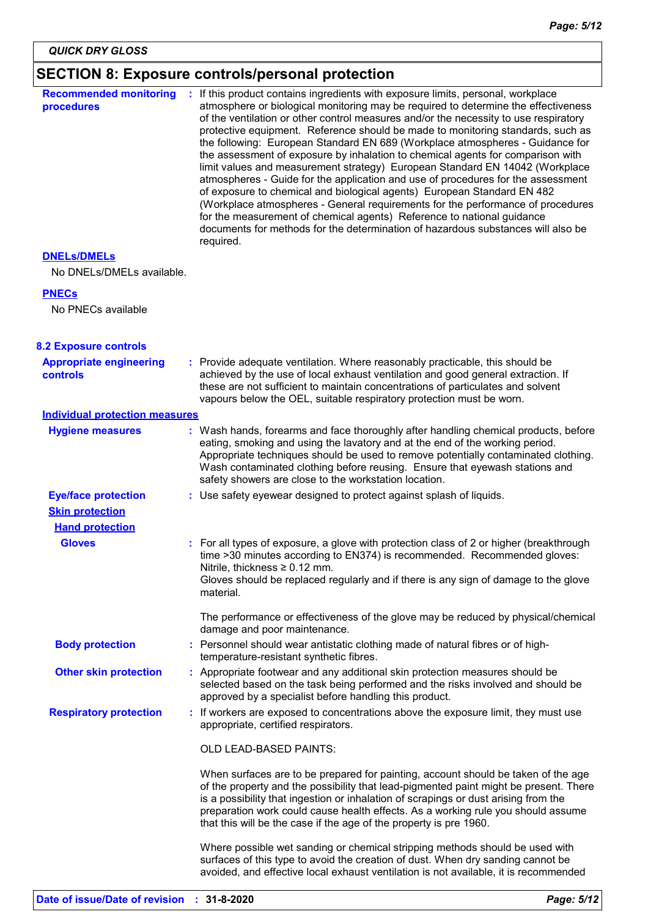## SECTION 8: Exposure controls/personal protection

**Recommended monitoring procedures** : If this product contains ingredients with exposure limits, personal, workplace atmosphere or biological monitoring may be required to determine the effectiveness of the ventilation or other control measures and/or the necessity to use respiratory protective equipment. Reference should be made to monitoring standards, such as the following: European Standard EN 689 (Workplace atmospheres - Guidance for the assessment of exposure by inhalation to chemical agents for comparison with limit values and measurement strategy) European Standard EN 14042 (Workplace atmospheres - Guide for the application and use of procedures for the assessment of exposure to chemical and biological agents) European Standard EN 482 (Workplace atmospheres - General requirements for the performance of procedures for the measurement of chemical agents) Reference to national guidance documents for methods for the determination of hazardous substances will also be required.

**DNELs/DMELs**

No DNELs/DMELs available.

**PNECs**

No PNECs available

### 8.2 Exposure controls

**Appropriate engineering controls** : Provide adequate ventilation. Where reasonably practicable, this should be achieved by the use of local exhaust ventilation and good general extraction. If these are not sufficient to maintain concentrations of particulates and solvent vapours below the OEL, suitable respiratory protection must be worn.

**Individual protection measures**

**Hygiene measures** : Wash hands, forearms and face thoroughly after handling chemical products, before eating, smoking and using the lavatory and at the end of the working period. Appropriate techniques should be used to remove potentially contaminated clothing. Wash contaminated clothing before reusing. Ensure that eyewash stations and safety showers are close to the workstation location.

**Eye/face protection** : Use safety eyewear designed to protect against splash of liquids.

**Skin protection**

**Hand protection**

**Gloves** : For all types of exposure, a glove with protection class of 2 or higher (breakthrough time >30 minutes according to EN374) is recommended. Recommended gloves: Nitrile, thickness ≥ 0.12 mm.
Gloves should be replaced regularly and if there is any sign of damage to the glove material.

The performance or effectiveness of the glove may be reduced by physical/chemical damage and poor maintenance.

**Body protection** : Personnel should wear antistatic clothing made of natural fibres or of high-temperature-resistant synthetic fibres.

**Other skin protection** : Appropriate footwear and any additional skin protection measures should be selected based on the task being performed and the risks involved and should be approved by a specialist before handling this product.

**Respiratory protection** : If workers are exposed to concentrations above the exposure limit, they must use appropriate, certified respirators.

OLD LEAD-BASED PAINTS:

When surfaces are to be prepared for painting, account should be taken of the age of the property and the possibility that lead-pigmented paint might be present. There is a possibility that ingestion or inhalation of scrapings or dust arising from the preparation work could cause health effects. As a working rule you should assume that this will be the case if the age of the property is pre 1960.

Where possible wet sanding or chemical stripping methods should be used with surfaces of this type to avoid the creation of dust. When dry sanding cannot be avoided, and effective local exhaust ventilation is not available, it is recommended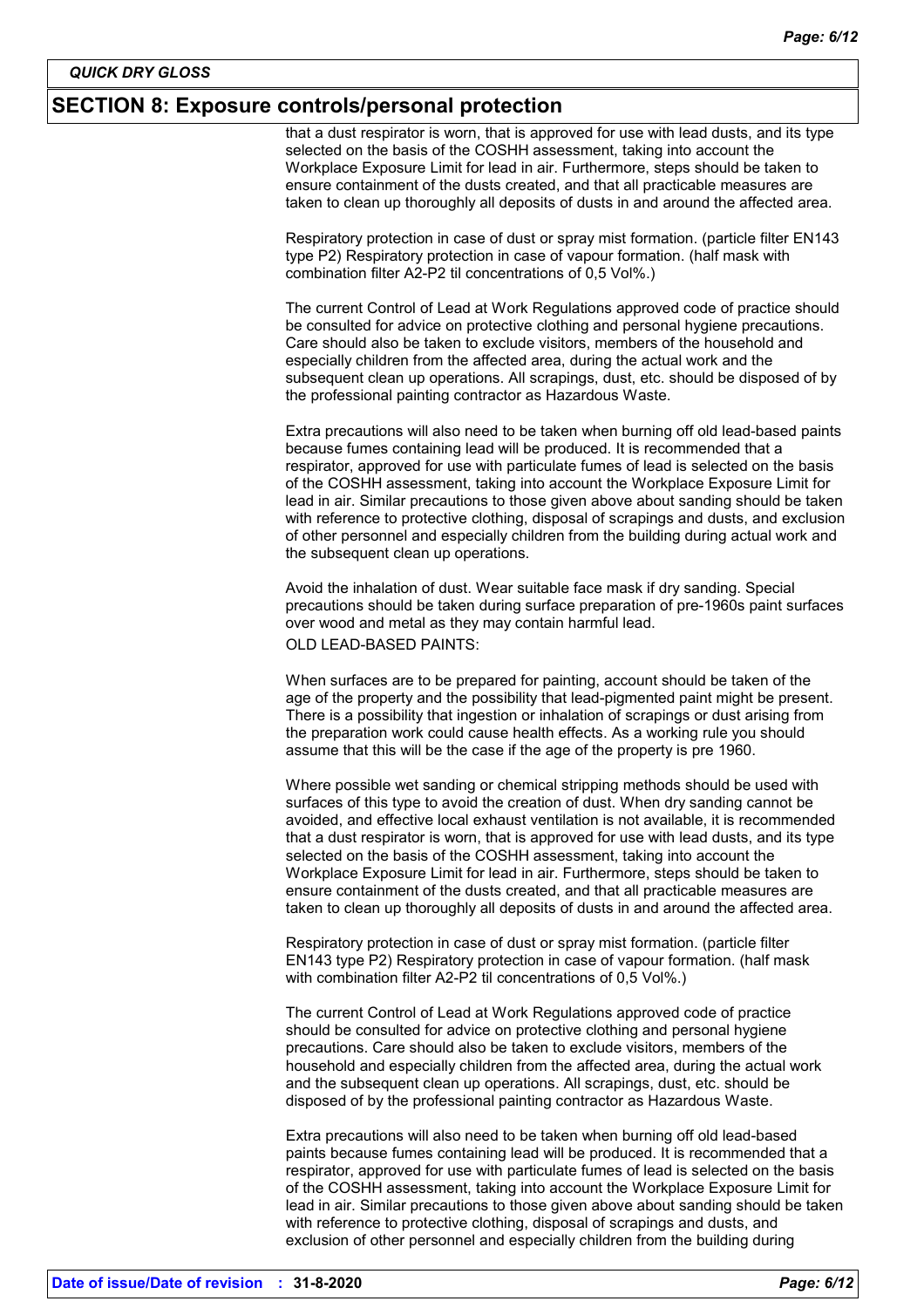## SECTION 8: Exposure controls/personal protection

that a dust respirator is worn, that is approved for use with lead dusts, and its type selected on the basis of the COSHH assessment, taking into account the Workplace Exposure Limit for lead in air. Furthermore, steps should be taken to ensure containment of the dusts created, and that all practicable measures are taken to clean up thoroughly all deposits of dusts in and around the affected area.

Respiratory protection in case of dust or spray mist formation. (particle filter EN143 type P2) Respiratory protection in case of vapour formation. (half mask with combination filter A2-P2 til concentrations of 0,5 Vol%.)

The current Control of Lead at Work Regulations approved code of practice should be consulted for advice on protective clothing and personal hygiene precautions. Care should also be taken to exclude visitors, members of the household and especially children from the affected area, during the actual work and the subsequent clean up operations. All scrapings, dust, etc. should be disposed of by the professional painting contractor as Hazardous Waste.

Extra precautions will also need to be taken when burning off old lead-based paints because fumes containing lead will be produced. It is recommended that a respirator, approved for use with particulate fumes of lead is selected on the basis of the COSHH assessment, taking into account the Workplace Exposure Limit for lead in air. Similar precautions to those given above about sanding should be taken with reference to protective clothing, disposal of scrapings and dusts, and exclusion of other personnel and especially children from the building during actual work and the subsequent clean up operations.

Avoid the inhalation of dust. Wear suitable face mask if dry sanding. Special precautions should be taken during surface preparation of pre-1960s paint surfaces over wood and metal as they may contain harmful lead.

OLD LEAD-BASED PAINTS:

When surfaces are to be prepared for painting, account should be taken of the age of the property and the possibility that lead-pigmented paint might be present. There is a possibility that ingestion or inhalation of scrapings or dust arising from the preparation work could cause health effects. As a working rule you should assume that this will be the case if the age of the property is pre 1960.

Where possible wet sanding or chemical stripping methods should be used with surfaces of this type to avoid the creation of dust. When dry sanding cannot be avoided, and effective local exhaust ventilation is not available, it is recommended that a dust respirator is worn, that is approved for use with lead dusts, and its type selected on the basis of the COSHH assessment, taking into account the Workplace Exposure Limit for lead in air. Furthermore, steps should be taken to ensure containment of the dusts created, and that all practicable measures are taken to clean up thoroughly all deposits of dusts in and around the affected area.

Respiratory protection in case of dust or spray mist formation. (particle filter EN143 type P2) Respiratory protection in case of vapour formation. (half mask with combination filter A2-P2 til concentrations of 0,5 Vol%.)

The current Control of Lead at Work Regulations approved code of practice should be consulted for advice on protective clothing and personal hygiene precautions. Care should also be taken to exclude visitors, members of the household and especially children from the affected area, during the actual work and the subsequent clean up operations. All scrapings, dust, etc. should be disposed of by the professional painting contractor as Hazardous Waste.

Extra precautions will also need to be taken when burning off old lead-based paints because fumes containing lead will be produced. It is recommended that a respirator, approved for use with particulate fumes of lead is selected on the basis of the COSHH assessment, taking into account the Workplace Exposure Limit for lead in air. Similar precautions to those given above about sanding should be taken with reference to protective clothing, disposal of scrapings and dusts, and exclusion of other personnel and especially children from the building during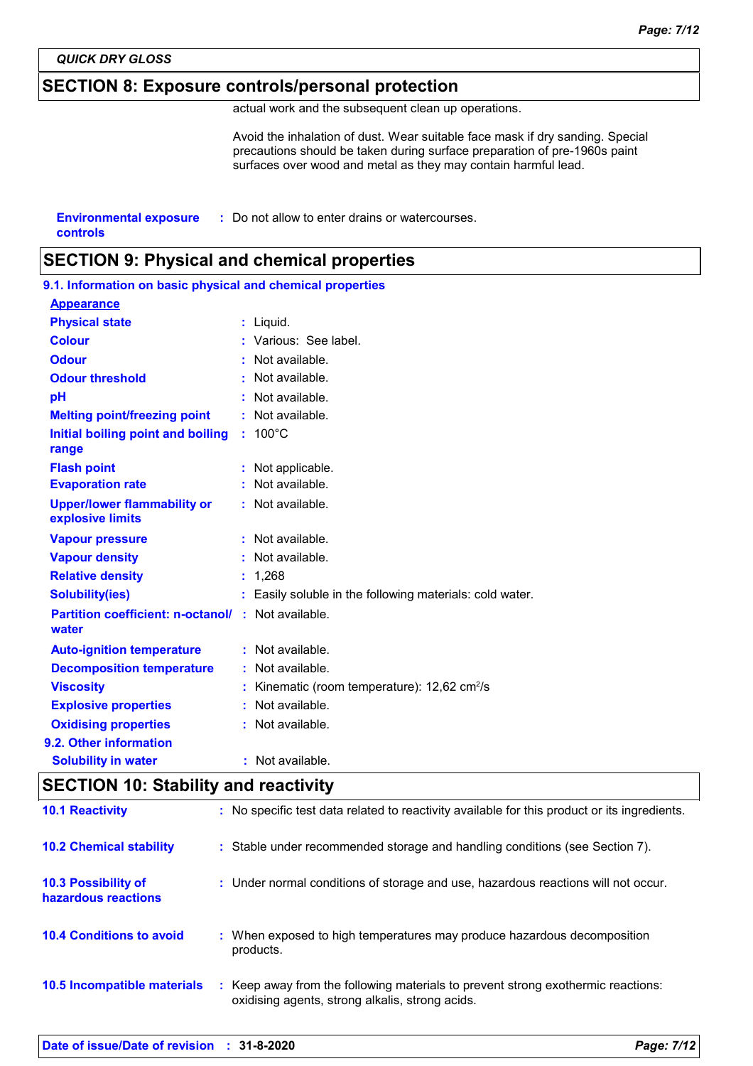QUICK DRY GLOSS

## SECTION 8: Exposure controls/personal protection

actual work and the subsequent clean up operations.

Avoid the inhalation of dust. Wear suitable face mask if dry sanding. Special precautions should be taken during surface preparation of pre-1960s paint surfaces over wood and metal as they may contain harmful lead.

**Environmental exposure controls** : Do not allow to enter drains or watercourses.

## SECTION 9: Physical and chemical properties

### 9.1. Information on basic physical and chemical properties

**Appearance**

| Property | Value |
|---|---|
| Physical state | Liquid. |
| Colour | Various: See label. |
| Odour | Not available. |
| Odour threshold | Not available. |
| pH | Not available. |
| Melting point/freezing point | Not available. |
| Initial boiling point and boiling range | 100°C |
| Flash point | Not applicable. |
| Evaporation rate | Not available. |
| Upper/lower flammability or explosive limits | Not available. |
| Vapour pressure | Not available. |
| Vapour density | Not available. |
| Relative density | 1,268 |
| Solubility(ies) | Easily soluble in the following materials: cold water. |
| Partition coefficient: n-octanol/water | Not available. |
| Auto-ignition temperature | Not available. |
| Decomposition temperature | Not available. |
| Viscosity | Kinematic (room temperature): 12,62 $cm^2/s$ |
| Explosive properties | Not available. |
| Oxidising properties | Not available. |

### 9.2. Other information

| Property | Value |
|---|---|
| Solubility in water | Not available. |

## SECTION 10: Stability and reactivity

**10.1 Reactivity** : No specific test data related to reactivity available for this product or its ingredients.

**10.2 Chemical stability** : Stable under recommended storage and handling conditions (see Section 7).

**10.3 Possibility of hazardous reactions** : Under normal conditions of storage and use, hazardous reactions will not occur.

**10.4 Conditions to avoid** : When exposed to high temperatures may produce hazardous decomposition products.

**10.5 Incompatible materials** : Keep away from the following materials to prevent strong exothermic reactions: oxidising agents, strong alkalis, strong acids.

**Date of issue/Date of revision** : 31-8-2020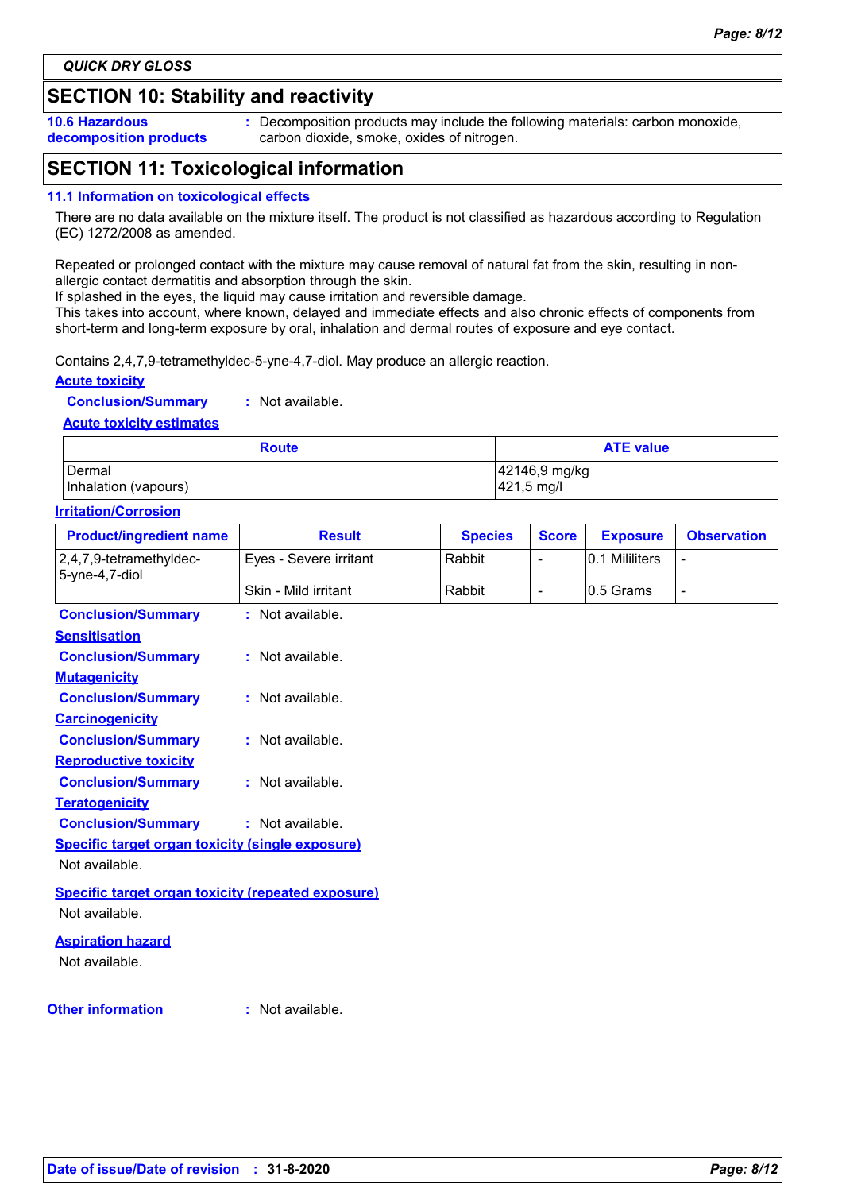QUICK DRY GLOSS

## SECTION 10: Stability and reactivity

**10.6 Hazardous decomposition products** : Decomposition products may include the following materials: carbon monoxide, carbon dioxide, smoke, oxides of nitrogen.

## SECTION 11: Toxicological information

### 11.1 Information on toxicological effects

There are no data available on the mixture itself. The product is not classified as hazardous according to Regulation (EC) 1272/2008 as amended.

Repeated or prolonged contact with the mixture may cause removal of natural fat from the skin, resulting in non-allergic contact dermatitis and absorption through the skin.
If splashed in the eyes, the liquid may cause irritation and reversible damage.
This takes into account, where known, delayed and immediate effects and also chronic effects of components from short-term and long-term exposure by oral, inhalation and dermal routes of exposure and eye contact.

Contains 2,4,7,9-tetramethyldec-5-yne-4,7-diol. May produce an allergic reaction.

**Acute toxicity**

**Conclusion/Summary** : Not available.

**Acute toxicity estimates**

| Route | ATE value |
|---|---|
| Dermal | 42146,9 mg/kg |
| Inhalation (vapours) | 421,5 mg/l |

**Irritation/Corrosion**

| Product/ingredient name | Result | Species | Score | Exposure | Observation |
|---|---|---|---|---|---|
| 2,4,7,9-tetramethyldec-5-yne-4,7-diol | Eyes - Severe irritant | Rabbit | - | 0.1 Mililiters | - |
| | Skin - Mild irritant | Rabbit | - | 0.5 Grams | - |

**Conclusion/Summary** : Not available.

**Sensitisation**

**Conclusion/Summary** : Not available.

**Mutagenicity**

**Conclusion/Summary** : Not available.

**Carcinogenicity**

**Conclusion/Summary** : Not available.

**Reproductive toxicity**

**Conclusion/Summary** : Not available.

**Teratogenicity**

**Conclusion/Summary** : Not available.

**Specific target organ toxicity (single exposure)**

Not available.

**Specific target organ toxicity (repeated exposure)**

Not available.

**Aspiration hazard**

Not available.

**Other information** : Not available.

Date of issue/Date of revision : 31-8-2020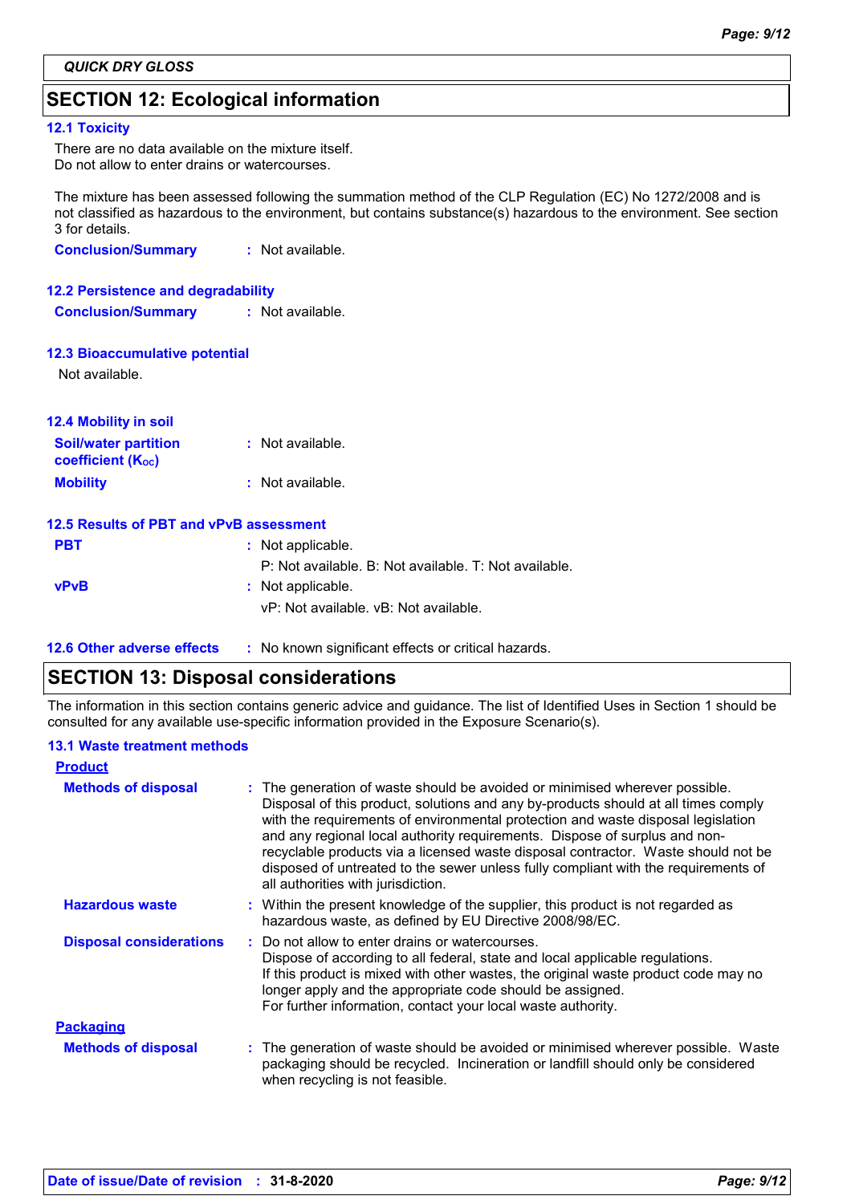## SECTION 12: Ecological information

### 12.1 Toxicity

There are no data available on the mixture itself.
Do not allow to enter drains or watercourses.

The mixture has been assessed following the summation method of the CLP Regulation (EC) No 1272/2008 and is not classified as hazardous to the environment, but contains substance(s) hazardous to the environment. See section 3 for details.

**Conclusion/Summary** : Not available.

### 12.2 Persistence and degradability

**Conclusion/Summary** : Not available.

### 12.3 Bioaccumulative potential

Not available.

### 12.4 Mobility in soil

**Soil/water partition coefficient ($K_{OC}$)** : Not available.

**Mobility** : Not available.

### 12.5 Results of PBT and vPvB assessment

**PBT** : Not applicable.
P: Not available. B: Not available. T: Not available.

**vPvB** : Not applicable.
vP: Not available. vB: Not available.

### 12.6 Other adverse effects

: No known significant effects or critical hazards.

## SECTION 13: Disposal considerations

The information in this section contains generic advice and guidance. The list of Identified Uses in Section 1 should be consulted for any available use-specific information provided in the Exposure Scenario(s).

### 13.1 Waste treatment methods

**Product**

**Methods of disposal** : The generation of waste should be avoided or minimised wherever possible. Disposal of this product, solutions and any by-products should at all times comply with the requirements of environmental protection and waste disposal legislation and any regional local authority requirements. Dispose of surplus and non-recyclable products via a licensed waste disposal contractor. Waste should not be disposed of untreated to the sewer unless fully compliant with the requirements of all authorities with jurisdiction.

**Hazardous waste** : Within the present knowledge of the supplier, this product is not regarded as hazardous waste, as defined by EU Directive 2008/98/EC.

**Disposal considerations** : Do not allow to enter drains or watercourses.
Dispose of according to all federal, state and local applicable regulations.
If this product is mixed with other wastes, the original waste product code may no longer apply and the appropriate code should be assigned.
For further information, contact your local waste authority.

**Packaging**

**Methods of disposal** : The generation of waste should be avoided or minimised wherever possible. Waste packaging should be recycled. Incineration or landfill should only be considered when recycling is not feasible.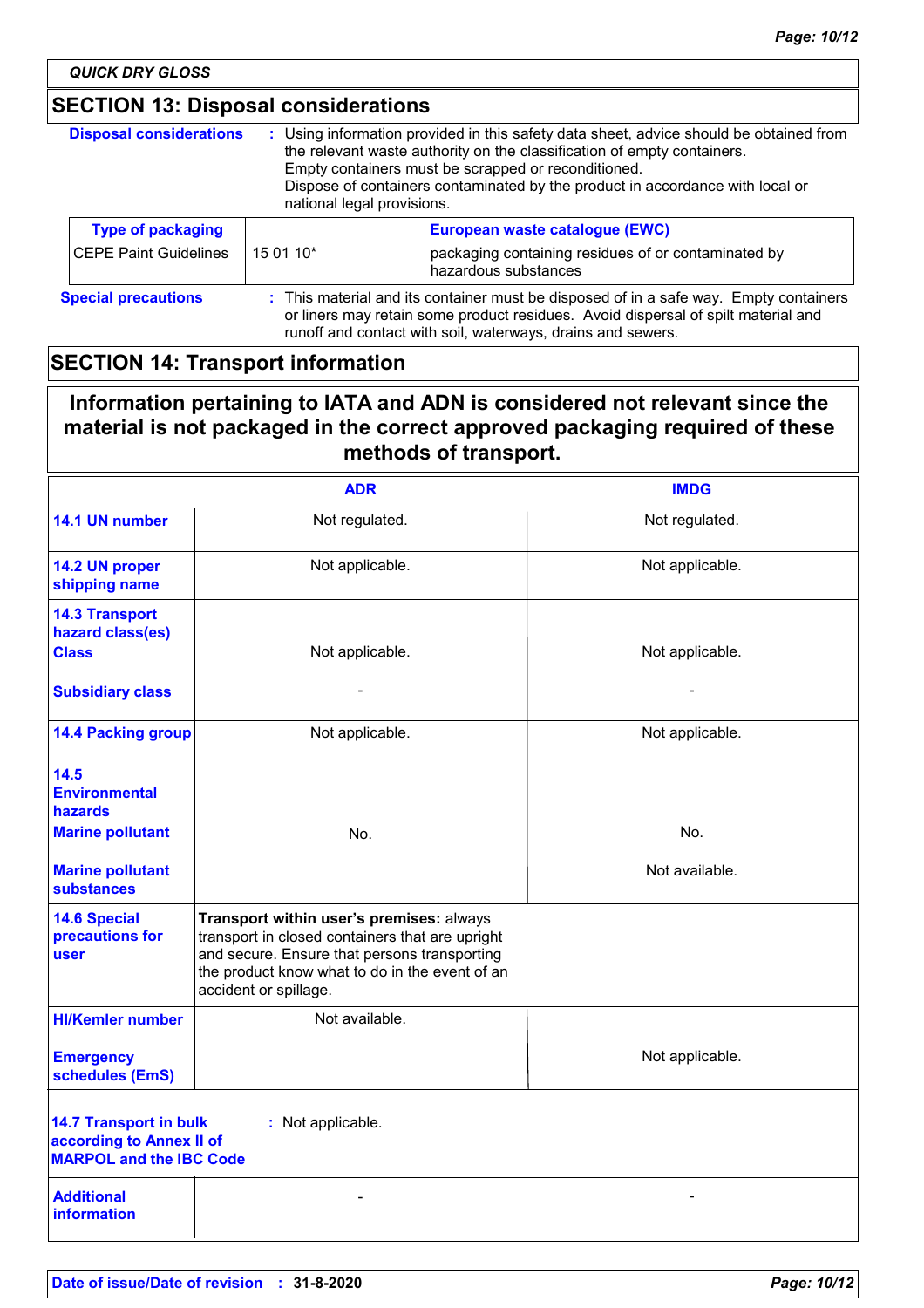QUICK DRY GLOSS

## SECTION 13: Disposal considerations

**Disposal considerations** : Using information provided in this safety data sheet, advice should be obtained from the relevant waste authority on the classification of empty containers.
Empty containers must be scrapped or reconditioned.
Dispose of containers contaminated by the product in accordance with local or national legal provisions.

| Type of packaging | European waste catalogue (EWC) | |
|---|---|---|
| CEPE Paint Guidelines | 15 01 10* | packaging containing residues of or contaminated by hazardous substances |

**Special precautions** : This material and its container must be disposed of in a safe way. Empty containers or liners may retain some product residues. Avoid dispersal of spilt material and runoff and contact with soil, waterways, drains and sewers.

## SECTION 14: Transport information

**Information pertaining to IATA and ADN is considered not relevant since the material is not packaged in the correct approved packaging required of these methods of transport.**

| | ADR | IMDG |
|---|---|---|
| **14.1 UN number** | Not regulated. | Not regulated. |
| **14.2 UN proper shipping name** | Not applicable. | Not applicable. |
| **14.3 Transport hazard class(es) Class** | Not applicable. | Not applicable. |
| **Subsidiary class** | - | - |
| **14.4 Packing group** | Not applicable. | Not applicable. |
| **14.5 Environmental hazards Marine pollutant** | No. | No. |
| **Marine pollutant substances** | | Not available. |
| **14.6 Special precautions for user** | **Transport within user's premises:** always transport in closed containers that are upright and secure. Ensure that persons transporting the product know what to do in the event of an accident or spillage. | |
| **HI/Kemler number** | Not available. | |
| **Emergency schedules (EmS)** | | Not applicable. |
| **14.7 Transport in bulk according to Annex II of MARPOL and the IBC Code** | : Not applicable. | |
| **Additional information** | - | - |

**Date of issue/Date of revision** : 31-8-2020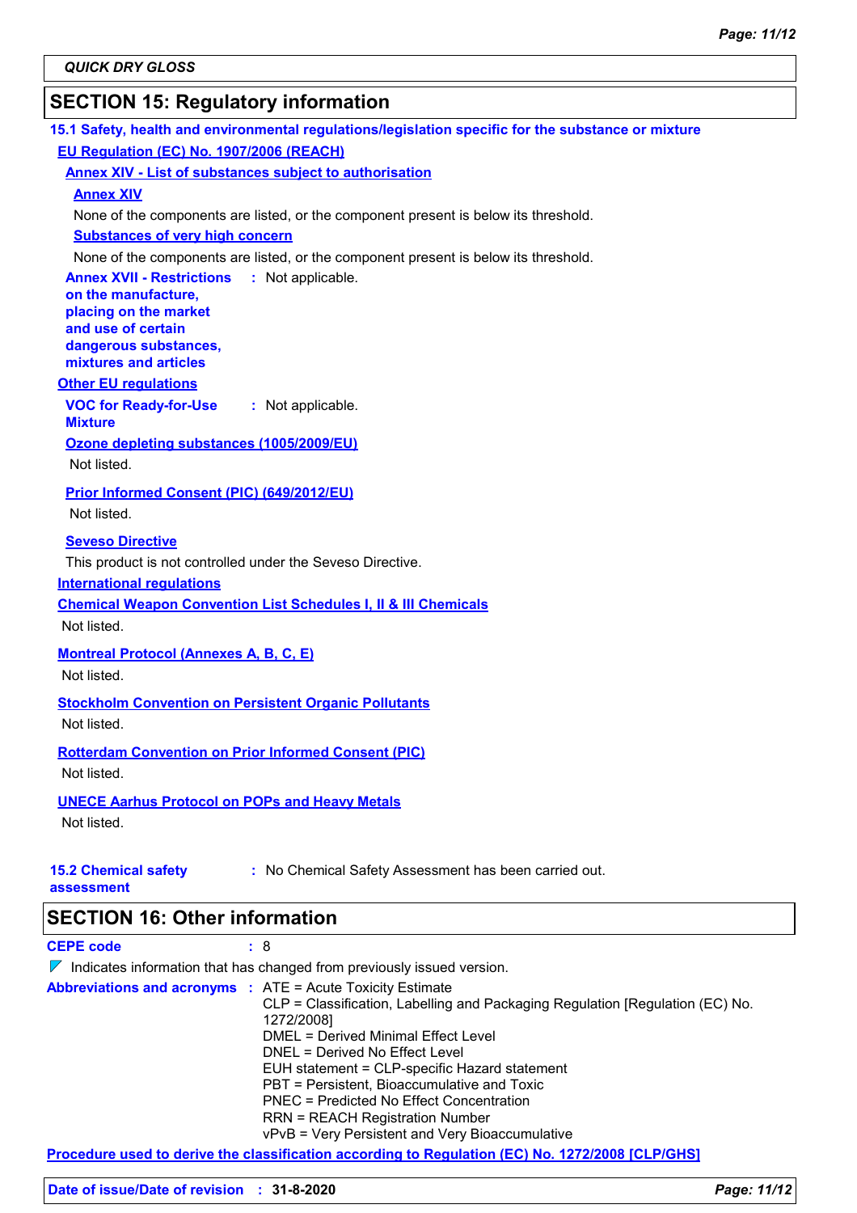QUICK DRY GLOSS

## SECTION 15: Regulatory information

### 15.1 Safety, health and environmental regulations/legislation specific for the substance or mixture

**EU Regulation (EC) No. 1907/2006 (REACH)**

**Annex XIV - List of substances subject to authorisation**

**Annex XIV**

None of the components are listed, or the component present is below its threshold.

**Substances of very high concern**

None of the components are listed, or the component present is below its threshold.

**Annex XVII - Restrictions on the manufacture, placing on the market and use of certain dangerous substances, mixtures and articles** : Not applicable.

**Other EU regulations**

**VOC for Ready-for-Use Mixture** : Not applicable.

**Ozone depleting substances (1005/2009/EU)**

Not listed.

**Prior Informed Consent (PIC) (649/2012/EU)**

Not listed.

**Seveso Directive**

This product is not controlled under the Seveso Directive.

**International regulations**

**Chemical Weapon Convention List Schedules I, II & III Chemicals**

Not listed.

**Montreal Protocol (Annexes A, B, C, E)**

Not listed.

**Stockholm Convention on Persistent Organic Pollutants**

Not listed.

**Rotterdam Convention on Prior Informed Consent (PIC)**

Not listed.

**UNECE Aarhus Protocol on POPs and Heavy Metals**

Not listed.

**15.2 Chemical safety assessment** : No Chemical Safety Assessment has been carried out.

## SECTION 16: Other information

**CEPE code** : 8

Indicates information that has changed from previously issued version.

**Abbreviations and acronyms** :
ATE = Acute Toxicity Estimate
CLP = Classification, Labelling and Packaging Regulation [Regulation (EC) No. 1272/2008]
DMEL = Derived Minimal Effect Level
DNEL = Derived No Effect Level
EUH statement = CLP-specific Hazard statement
PBT = Persistent, Bioaccumulative and Toxic
PNEC = Predicted No Effect Concentration
RRN = REACH Registration Number
vPvB = Very Persistent and Very Bioaccumulative

**Procedure used to derive the classification according to Regulation (EC) No. 1272/2008 [CLP/GHS]**

**Date of issue/Date of revision** : **31-8-2020**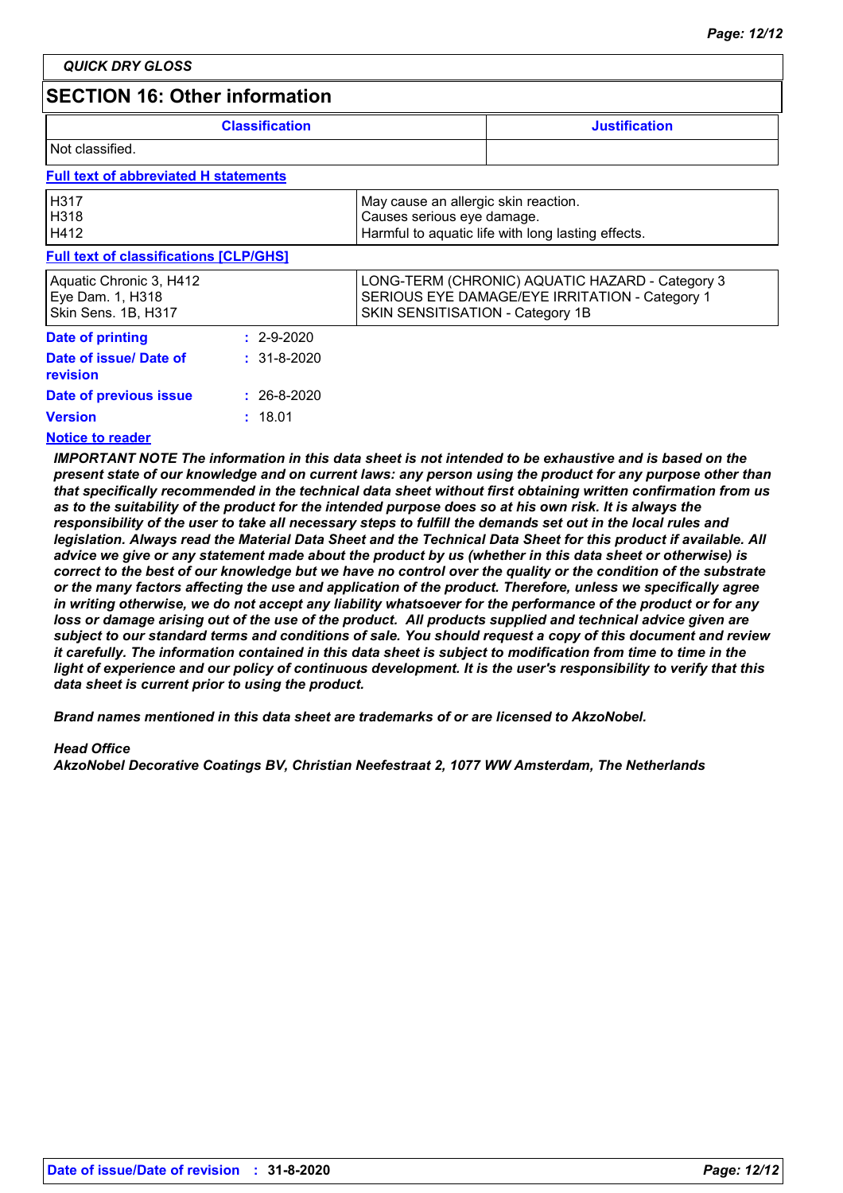*QUICK DRY GLOSS*

## SECTION 16: Other information

| Classification | Justification |
|---|---|
| Not classified. | |

**Full text of abbreviated H statements**

| | |
|---|---|
| H317<br>H318<br>H412 | May cause an allergic skin reaction.<br>Causes serious eye damage.<br>Harmful to aquatic life with long lasting effects. |

**Full text of classifications [CLP/GHS]**

| | |
|---|---|
| Aquatic Chronic 3, H412<br>Eye Dam. 1, H318<br>Skin Sens. 1B, H317 | LONG-TERM (CHRONIC) AQUATIC HAZARD - Category 3<br>SERIOUS EYE DAMAGE/EYE IRRITATION - Category 1<br>SKIN SENSITISATION - Category 1B |

**Date of printing** : 2-9-2020

**Date of issue/ Date of revision** : 31-8-2020

**Date of previous issue** : 26-8-2020

**Version** : 18.01

**Notice to reader**

***IMPORTANT NOTE The information in this data sheet is not intended to be exhaustive and is based on the present state of our knowledge and on current laws: any person using the product for any purpose other than that specifically recommended in the technical data sheet without first obtaining written confirmation from us as to the suitability of the product for the intended purpose does so at his own risk. It is always the responsibility of the user to take all necessary steps to fulfill the demands set out in the local rules and legislation. Always read the Material Data Sheet and the Technical Data Sheet for this product if available. All advice we give or any statement made about the product by us (whether in this data sheet or otherwise) is correct to the best of our knowledge but we have no control over the quality or the condition of the substrate or the many factors affecting the use and application of the product. Therefore, unless we specifically agree in writing otherwise, we do not accept any liability whatsoever for the performance of the product or for any loss or damage arising out of the use of the product. All products supplied and technical advice given are subject to our standard terms and conditions of sale. You should request a copy of this document and review it carefully. The information contained in this data sheet is subject to modification from time to time in the light of experience and our policy of continuous development. It is the user's responsibility to verify that this data sheet is current prior to using the product.***

***Brand names mentioned in this data sheet are trademarks of or are licensed to AkzoNobel.***

***Head Office***
***AkzoNobel Decorative Coatings BV, Christian Neefestraat 2, 1077 WW Amsterdam, The Netherlands***